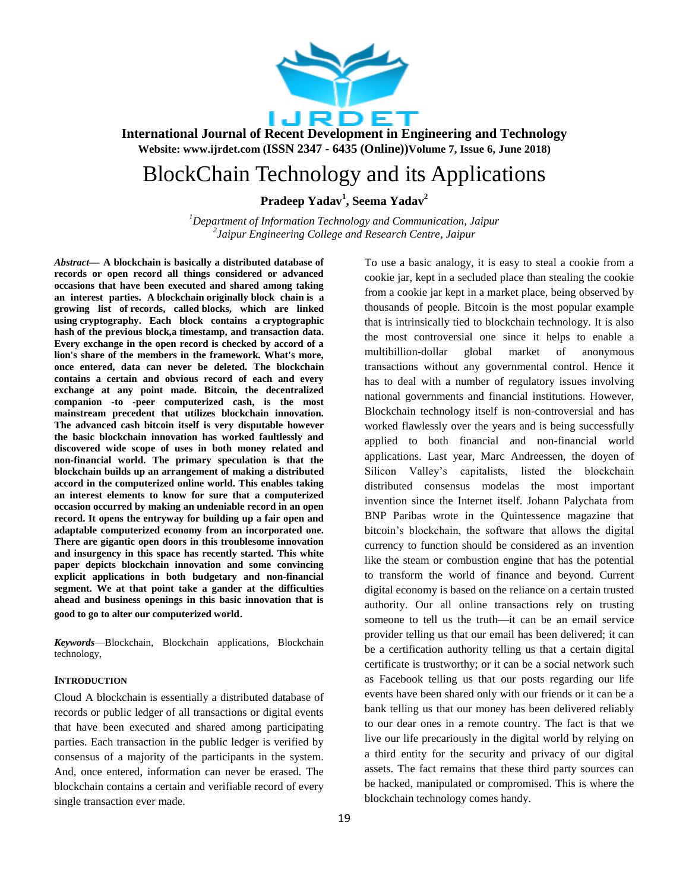# BlockChain Technology and its Applications

**Pradeep Yadav[1], Seema Yadav[2]**

*[1]Department of Information Technology and Communication, Jaipur*
*[2]Jaipur Engineering College and Research Centre, Jaipur*

***Abstract*— A blockchain is basically a distributed database of records or open record all things considered or advanced occasions that have been executed and shared among taking an interest parties. A blockchain originally block chain is a growing list of records, called blocks, which are linked using cryptography. Each block contains a cryptographic hash of the previous block,a timestamp, and transaction data. Every exchange in the open record is checked by accord of a lion's share of the members in the framework. What's more, once entered, data can never be deleted. The blockchain contains a certain and obvious record of each and every exchange at any point made. Bitcoin, the decentralized companion -to -peer computerized cash, is the most mainstream precedent that utilizes blockchain innovation. The advanced cash bitcoin itself is very disputable however the basic blockchain innovation has worked faultlessly and discovered wide scope of uses in both money related and non-financial world. The primary speculation is that the blockchain builds up an arrangement of making a distributed accord in the computerized online world. This enables taking an interest elements to know for sure that a computerized occasion occurred by making an undeniable record in an open record. It opens the entryway for building up a fair open and adaptable computerized economy from an incorporated one. There are gigantic open doors in this troublesome innovation and insurgency in this space has recently started. This white paper depicts blockchain innovation and some convincing explicit applications in both budgetary and non-financial segment. We at that point take a gander at the difficulties ahead and business openings in this basic innovation that is good to go to alter our computerized world.**

***Keywords***—Blockchain, Blockchain applications, Blockchain technology,

## INTRODUCTION

Cloud A blockchain is essentially a distributed database of records or public ledger of all transactions or digital events that have been executed and shared among participating parties. Each transaction in the public ledger is verified by consensus of a majority of the participants in the system. And, once entered, information can never be erased. The blockchain contains a certain and verifiable record of every single transaction ever made.

To use a basic analogy, it is easy to steal a cookie from a cookie jar, kept in a secluded place than stealing the cookie from a cookie jar kept in a market place, being observed by thousands of people. Bitcoin is the most popular example that is intrinsically tied to blockchain technology. It is also the most controversial one since it helps to enable a multibillion-dollar global market of anonymous transactions without any governmental control. Hence it has to deal with a number of regulatory issues involving national governments and financial institutions. However, Blockchain technology itself is non-controversial and has worked flawlessly over the years and is being successfully applied to both financial and non-financial world applications. Last year, Marc Andreessen, the doyen of Silicon Valley's capitalists, listed the blockchain distributed consensus modelas the most important invention since the Internet itself. Johann Palychata from BNP Paribas wrote in the Quintessence magazine that bitcoin's blockchain, the software that allows the digital currency to function should be considered as an invention like the steam or combustion engine that has the potential to transform the world of finance and beyond. Current digital economy is based on the reliance on a certain trusted authority. Our all online transactions rely on trusting someone to tell us the truth—it can be an email service provider telling us that our email has been delivered; it can be a certification authority telling us that a certain digital certificate is trustworthy; or it can be a social network such as Facebook telling us that our posts regarding our life events have been shared only with our friends or it can be a bank telling us that our money has been delivered reliably to our dear ones in a remote country. The fact is that we live our life precariously in the digital world by relying on a third entity for the security and privacy of our digital assets. The fact remains that these third party sources can be hacked, manipulated or compromised. This is where the blockchain technology comes handy.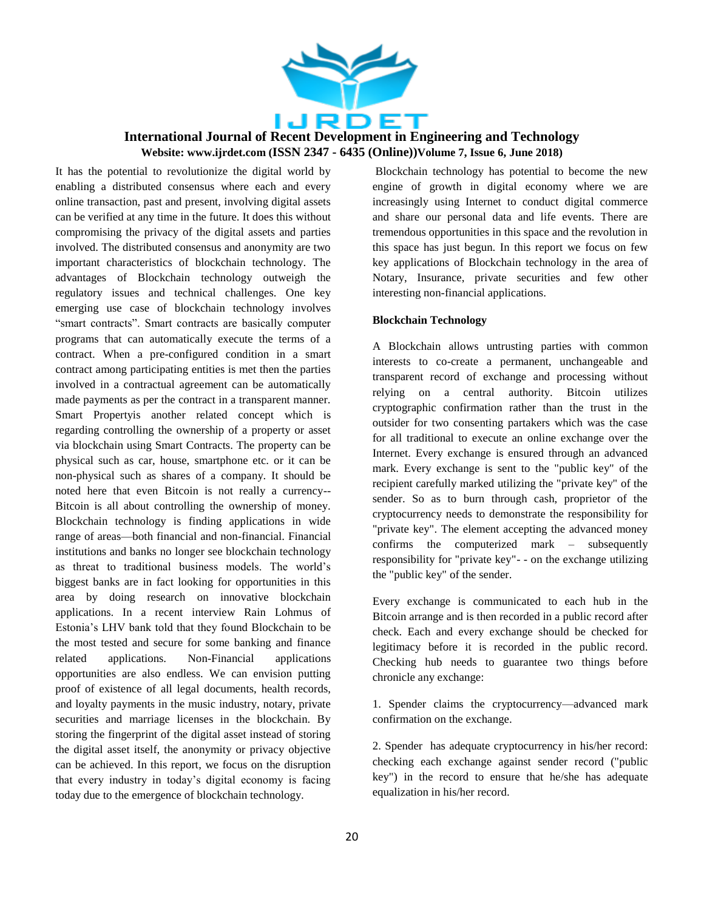It has the potential to revolutionize the digital world by enabling a distributed consensus where each and every online transaction, past and present, involving digital assets can be verified at any time in the future. It does this without compromising the privacy of the digital assets and parties involved. The distributed consensus and anonymity are two important characteristics of blockchain technology. The advantages of Blockchain technology outweigh the regulatory issues and technical challenges. One key emerging use case of blockchain technology involves "smart contracts". Smart contracts are basically computer programs that can automatically execute the terms of a contract. When a pre-configured condition in a smart contract among participating entities is met then the parties involved in a contractual agreement can be automatically made payments as per the contract in a transparent manner. Smart Propertyis another related concept which is regarding controlling the ownership of a property or asset via blockchain using Smart Contracts. The property can be physical such as car, house, smartphone etc. or it can be non-physical such as shares of a company. It should be noted here that even Bitcoin is not really a currency--Bitcoin is all about controlling the ownership of money. Blockchain technology is finding applications in wide range of areas—both financial and non-financial. Financial institutions and banks no longer see blockchain technology as threat to traditional business models. The world's biggest banks are in fact looking for opportunities in this area by doing research on innovative blockchain applications. In a recent interview Rain Lohmus of Estonia's LHV bank told that they found Blockchain to be the most tested and secure for some banking and finance related applications. Non-Financial applications opportunities are also endless. We can envision putting proof of existence of all legal documents, health records, and loyalty payments in the music industry, notary, private securities and marriage licenses in the blockchain. By storing the fingerprint of the digital asset instead of storing the digital asset itself, the anonymity or privacy objective can be achieved. In this report, we focus on the disruption that every industry in today's digital economy is facing today due to the emergence of blockchain technology.

Blockchain technology has potential to become the new engine of growth in digital economy where we are increasingly using Internet to conduct digital commerce and share our personal data and life events. There are tremendous opportunities in this space and the revolution in this space has just begun. In this report we focus on few key applications of Blockchain technology in the area of Notary, Insurance, private securities and few other interesting non-financial applications.

**Blockchain Technology**

A Blockchain allows untrusting parties with common interests to co-create a permanent, unchangeable and transparent record of exchange and processing without relying on a central authority. Bitcoin utilizes cryptographic confirmation rather than the trust in the outsider for two consenting partakers which was the case for all traditional to execute an online exchange over the Internet. Every exchange is ensured through an advanced mark. Every exchange is sent to the "public key" of the recipient carefully marked utilizing the "private key" of the sender. So as to burn through cash, proprietor of the cryptocurrency needs to demonstrate the responsibility for "private key". The element accepting the advanced money confirms the computerized mark – subsequently responsibility for "private key"- - on the exchange utilizing the "public key" of the sender.

Every exchange is communicated to each hub in the Bitcoin arrange and is then recorded in a public record after check. Each and every exchange should be checked for legitimacy before it is recorded in the public record. Checking hub needs to guarantee two things before chronicle any exchange:

1. Spender claims the cryptocurrency—advanced mark confirmation on the exchange.

2. Spender has adequate cryptocurrency in his/her record: checking each exchange against sender record ("public key") in the record to ensure that he/she has adequate equalization in his/her record.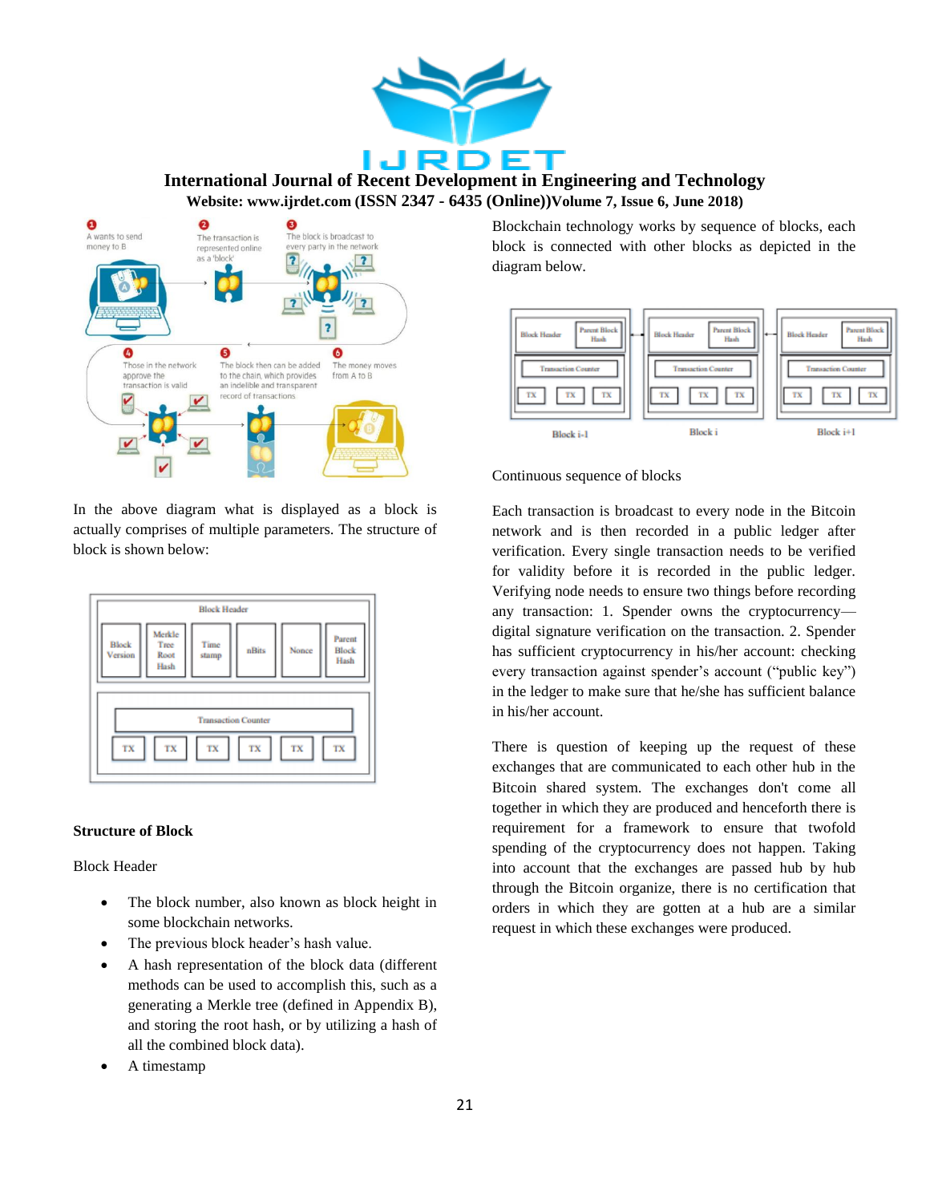In the above diagram what is displayed as a block is actually comprises of multiple parameters. The structure of block is shown below:

**Structure of Block**

Block Header

- The block number, also known as block height in some blockchain networks.
- The previous block header's hash value.
- A hash representation of the block data (different methods can be used to accomplish this, such as a generating a Merkle tree (defined in Appendix B), and storing the root hash, or by utilizing a hash of all the combined block data).
- A timestamp

Blockchain technology works by sequence of blocks, each block is connected with other blocks as depicted in the diagram below.

Continuous sequence of blocks

Each transaction is broadcast to every node in the Bitcoin network and is then recorded in a public ledger after verification. Every single transaction needs to be verified for validity before it is recorded in the public ledger. Verifying node needs to ensure two things before recording any transaction: 1. Spender owns the cryptocurrency—digital signature verification on the transaction. 2. Spender has sufficient cryptocurrency in his/her account: checking every transaction against spender's account ("public key") in the ledger to make sure that he/she has sufficient balance in his/her account.

There is question of keeping up the request of these exchanges that are communicated to each other hub in the Bitcoin shared system. The exchanges don't come all together in which they are produced and henceforth there is requirement for a framework to ensure that twofold spending of the cryptocurrency does not happen. Taking into account that the exchanges are passed hub by hub through the Bitcoin organize, there is no certification that orders in which they are gotten at a hub are a similar request in which these exchanges were produced.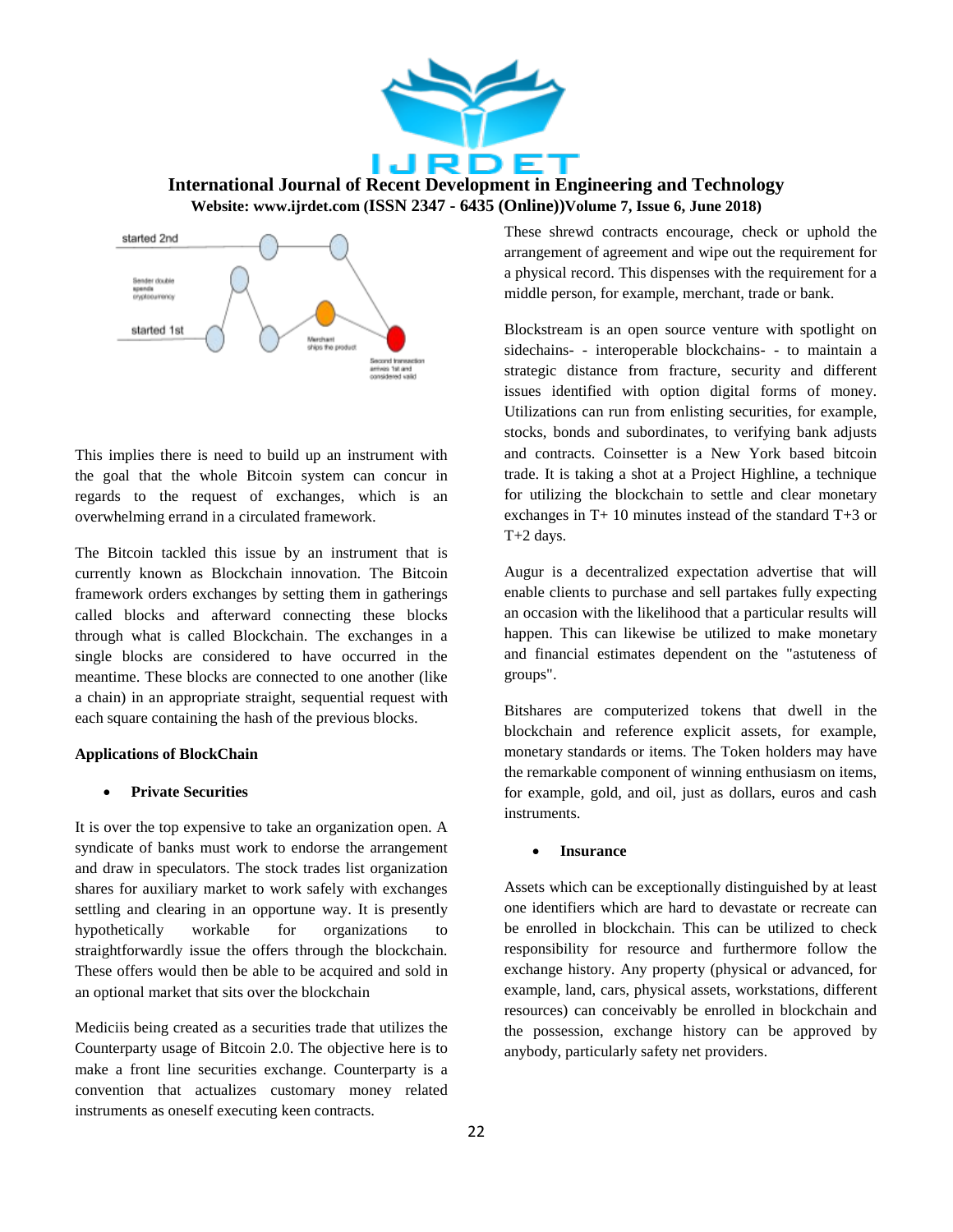This implies there is need to build up an instrument with the goal that the whole Bitcoin system can concur in regards to the request of exchanges, which is an overwhelming errand in a circulated framework.

The Bitcoin tackled this issue by an instrument that is currently known as Blockchain innovation. The Bitcoin framework orders exchanges by setting them in gatherings called blocks and afterward connecting these blocks through what is called Blockchain. The exchanges in a single blocks are considered to have occurred in the meantime. These blocks are connected to one another (like a chain) in an appropriate straight, sequential request with each square containing the hash of the previous blocks.

**Applications of BlockChain**

- **Private Securities**

It is over the top expensive to take an organization open. A syndicate of banks must work to endorse the arrangement and draw in speculators. The stock trades list organization shares for auxiliary market to work safely with exchanges settling and clearing in an opportune way. It is presently hypothetically workable for organizations to straightforwardly issue the offers through the blockchain. These offers would then be able to be acquired and sold in an optional market that sits over the blockchain

Mediciis being created as a securities trade that utilizes the Counterparty usage of Bitcoin 2.0. The objective here is to make a front line securities exchange. Counterparty is a convention that actualizes customary money related instruments as oneself executing keen contracts.

These shrewd contracts encourage, check or uphold the arrangement of agreement and wipe out the requirement for a physical record. This dispenses with the requirement for a middle person, for example, merchant, trade or bank.

Blockstream is an open source venture with spotlight on sidechains- - interoperable blockchains- - to maintain a strategic distance from fracture, security and different issues identified with option digital forms of money. Utilizations can run from enlisting securities, for example, stocks, bonds and subordinates, to verifying bank adjusts and contracts. Coinsetter is a New York based bitcoin trade. It is taking a shot at a Project Highline, a technique for utilizing the blockchain to settle and clear monetary exchanges in T+ 10 minutes instead of the standard T+3 or T+2 days.

Augur is a decentralized expectation advertise that will enable clients to purchase and sell partakes fully expecting an occasion with the likelihood that a particular results will happen. This can likewise be utilized to make monetary and financial estimates dependent on the "astuteness of groups".

Bitshares are computerized tokens that dwell in the blockchain and reference explicit assets, for example, monetary standards or items. The Token holders may have the remarkable component of winning enthusiasm on items, for example, gold, and oil, just as dollars, euros and cash instruments.

- **Insurance**

Assets which can be exceptionally distinguished by at least one identifiers which are hard to devastate or recreate can be enrolled in blockchain. This can be utilized to check responsibility for resource and furthermore follow the exchange history. Any property (physical or advanced, for example, land, cars, physical assets, workstations, different resources) can conceivably be enrolled in blockchain and the possession, exchange history can be approved by anybody, particularly safety net providers.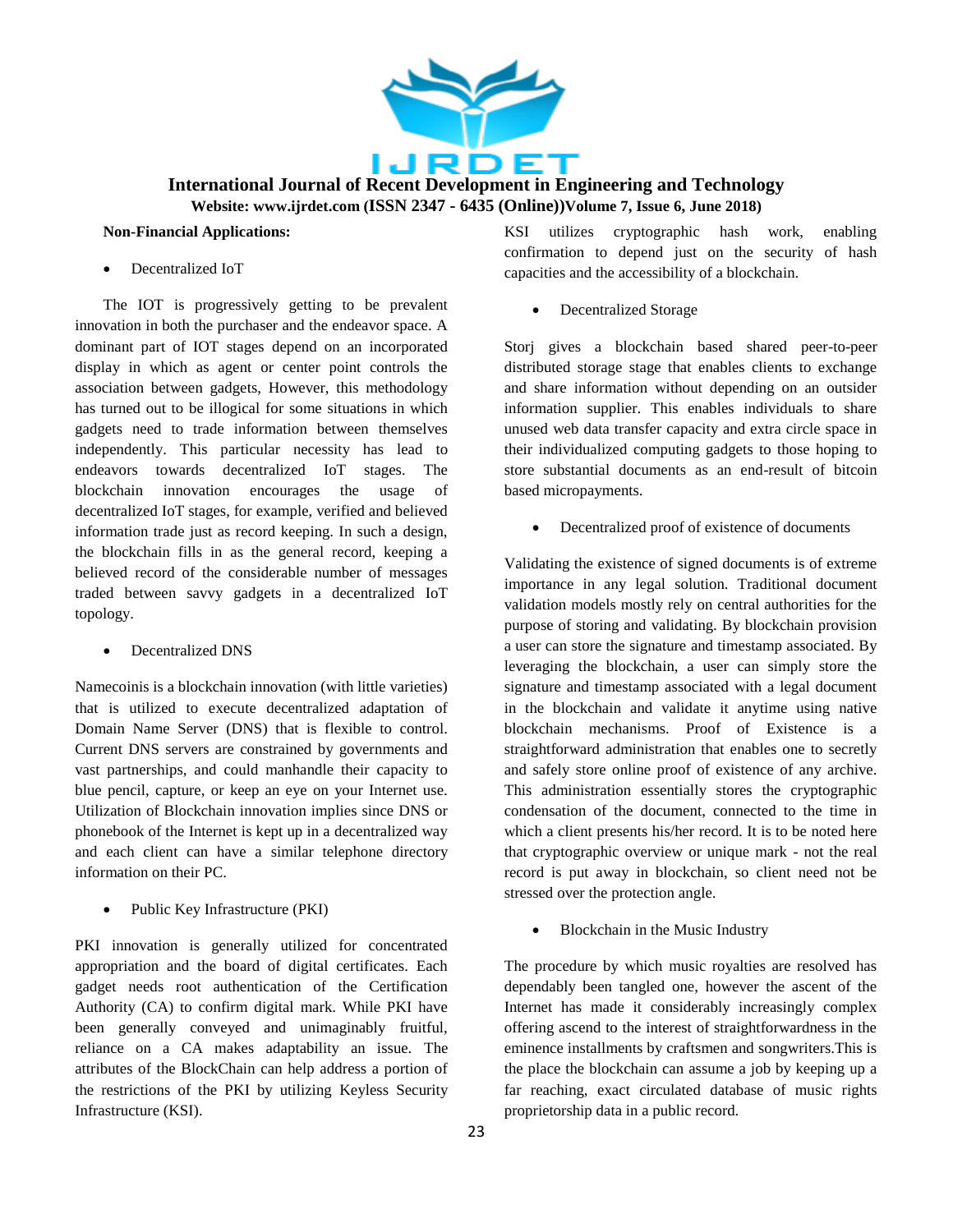**Non-Financial Applications:**

- Decentralized IoT

The IOT is progressively getting to be prevalent innovation in both the purchaser and the endeavor space. A dominant part of IOT stages depend on an incorporated display in which as agent or center point controls the association between gadgets, However, this methodology has turned out to be illogical for some situations in which gadgets need to trade information between themselves independently. This particular necessity has lead to endeavors towards decentralized IoT stages. The blockchain innovation encourages the usage of decentralized IoT stages, for example, verified and believed information trade just as record keeping. In such a design, the blockchain fills in as the general record, keeping a believed record of the considerable number of messages traded between savvy gadgets in a decentralized IoT topology.

- Decentralized DNS

Namecoinis is a blockchain innovation (with little varieties) that is utilized to execute decentralized adaptation of Domain Name Server (DNS) that is flexible to control. Current DNS servers are constrained by governments and vast partnerships, and could manhandle their capacity to blue pencil, capture, or keep an eye on your Internet use. Utilization of Blockchain innovation implies since DNS or phonebook of the Internet is kept up in a decentralized way and each client can have a similar telephone directory information on their PC.

- Public Key Infrastructure (PKI)

PKI innovation is generally utilized for concentrated appropriation and the board of digital certificates. Each gadget needs root authentication of the Certification Authority (CA) to confirm digital mark. While PKI have been generally conveyed and unimaginably fruitful, reliance on a CA makes adaptability an issue. The attributes of the BlockChain can help address a portion of the restrictions of the PKI by utilizing Keyless Security Infrastructure (KSI). KSI utilizes cryptographic hash work, enabling confirmation to depend just on the security of hash capacities and the accessibility of a blockchain.

- Decentralized Storage

Storj gives a blockchain based shared peer-to-peer distributed storage stage that enables clients to exchange and share information without depending on an outsider information supplier. This enables individuals to share unused web data transfer capacity and extra circle space in their individualized computing gadgets to those hoping to store substantial documents as an end-result of bitcoin based micropayments.

- Decentralized proof of existence of documents

Validating the existence of signed documents is of extreme importance in any legal solution. Traditional document validation models mostly rely on central authorities for the purpose of storing and validating. By blockchain provision a user can store the signature and timestamp associated. By leveraging the blockchain, a user can simply store the signature and timestamp associated with a legal document in the blockchain and validate it anytime using native blockchain mechanisms. Proof of Existence is a straightforward administration that enables one to secretly and safely store online proof of existence of any archive. This administration essentially stores the cryptographic condensation of the document, connected to the time in which a client presents his/her record. It is to be noted here that cryptographic overview or unique mark - not the real record is put away in blockchain, so client need not be stressed over the protection angle.

- Blockchain in the Music Industry

The procedure by which music royalties are resolved has dependably been tangled one, however the ascent of the Internet has made it considerably increasingly complex offering ascend to the interest of straightforwardness in the eminence installments by craftsmen and songwriters.This is the place the blockchain can assume a job by keeping up a far reaching, exact circulated database of music rights proprietorship data in a public record.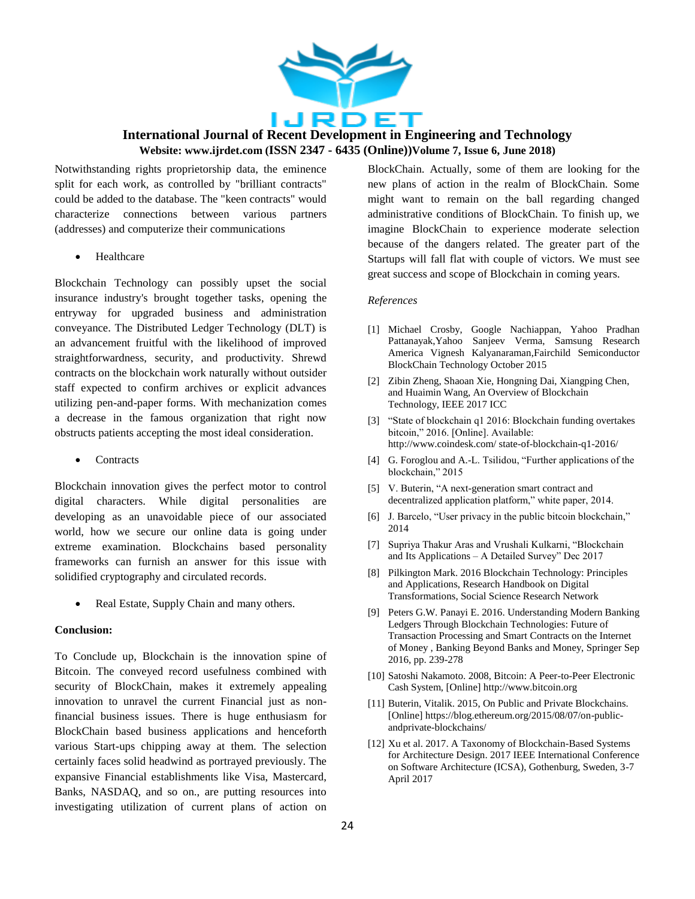Notwithstanding rights proprietorship data, the eminence split for each work, as controlled by "brilliant contracts" could be added to the database. The "keen contracts" would characterize connections between various partners (addresses) and computerize their communications

- Healthcare

Blockchain Technology can possibly upset the social insurance industry's brought together tasks, opening the entryway for upgraded business and administration conveyance. The Distributed Ledger Technology (DLT) is an advancement fruitful with the likelihood of improved straightforwardness, security, and productivity. Shrewd contracts on the blockchain work naturally without outsider staff expected to confirm archives or explicit advances utilizing pen-and-paper forms. With mechanization comes a decrease in the famous organization that right now obstructs patients accepting the most ideal consideration.

- Contracts

Blockchain innovation gives the perfect motor to control digital characters. While digital personalities are developing as an unavoidable piece of our associated world, how we secure our online data is going under extreme examination. Blockchains based personality frameworks can furnish an answer for this issue with solidified cryptography and circulated records.

- Real Estate, Supply Chain and many others.

**Conclusion:**

To Conclude up, Blockchain is the innovation spine of Bitcoin. The conveyed record usefulness combined with security of BlockChain, makes it extremely appealing innovation to unravel the current Financial just as non-financial business issues. There is huge enthusiasm for BlockChain based business applications and henceforth various Start-ups chipping away at them. The selection certainly faces solid headwind as portrayed previously. The expansive Financial establishments like Visa, Mastercard, Banks, NASDAQ, and so on., are putting resources into investigating utilization of current plans of action on BlockChain. Actually, some of them are looking for the new plans of action in the realm of BlockChain. Some might want to remain on the ball regarding changed administrative conditions of BlockChain. To finish up, we imagine BlockChain to experience moderate selection because of the dangers related. The greater part of the Startups will fall flat with couple of victors. We must see great success and scope of Blockchain in coming years.

*References*

[1] Michael Crosby, Google Nachiappan, Yahoo Pradhan Pattanayak,Yahoo Sanjeev Verma, Samsung Research America Vignesh Kalyanaraman,Fairchild Semiconductor BlockChain Technology October 2015

[2] Zibin Zheng, Shaoan Xie, Hongning Dai, Xiangping Chen, and Huaimin Wang, An Overview of Blockchain Technology, IEEE 2017 ICC

[3] "State of blockchain q1 2016: Blockchain funding overtakes bitcoin," 2016. [Online]. Available: http://www.coindesk.com/ state-of-blockchain-q1-2016/

[4] G. Foroglou and A.-L. Tsilidou, "Further applications of the blockchain," 2015

[5] V. Buterin, "A next-generation smart contract and decentralized application platform," white paper, 2014.

[6] J. Barcelo, "User privacy in the public bitcoin blockchain," 2014

[7] Supriya Thakur Aras and Vrushali Kulkarni, "Blockchain and Its Applications – A Detailed Survey" Dec 2017

[8] Pilkington Mark. 2016 Blockchain Technology: Principles and Applications, Research Handbook on Digital Transformations, Social Science Research Network

[9] Peters G.W. Panayi E. 2016. Understanding Modern Banking Ledgers Through Blockchain Technologies: Future of Transaction Processing and Smart Contracts on the Internet of Money , Banking Beyond Banks and Money, Springer Sep 2016, pp. 239-278

[10] Satoshi Nakamoto. 2008, Bitcoin: A Peer-to-Peer Electronic Cash System, [Online] http://www.bitcoin.org

[11] Buterin, Vitalik. 2015, On Public and Private Blockchains. [Online] https://blog.ethereum.org/2015/08/07/on-public-andprivate-blockchains/

[12] Xu et al. 2017. A Taxonomy of Blockchain-Based Systems for Architecture Design. 2017 IEEE International Conference on Software Architecture (ICSA), Gothenburg, Sweden, 3-7 April 2017